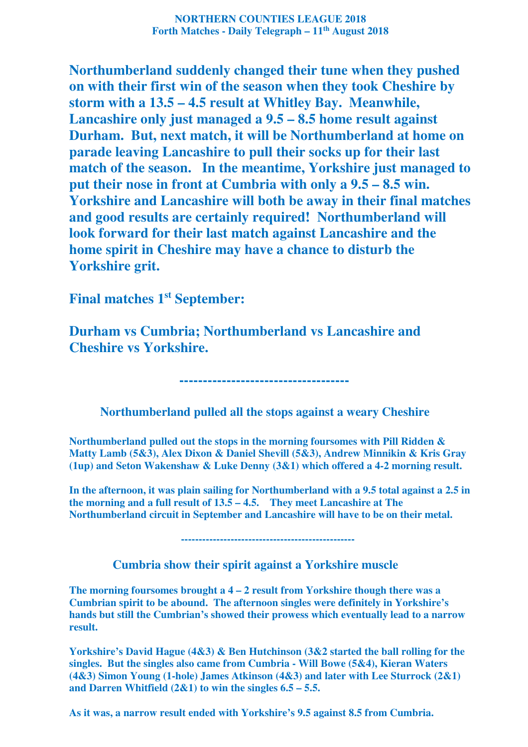**NORTHERN COUNTIES LEAGUE 2018**
**Forth Matches - Daily Telegraph – 11th August 2018**

**Northumberland suddenly changed their tune when they pushed on with their first win of the season when they took Cheshire by storm with a 13.5 – 4.5 result at Whitley Bay. Meanwhile, Lancashire only just managed a 9.5 – 8.5 home result against Durham. But, next match, it will be Northumberland at home on parade leaving Lancashire to pull their socks up for their last match of the season. In the meantime, Yorkshire just managed to put their nose in front at Cumbria with only a 9.5 – 8.5 win. Yorkshire and Lancashire will both be away in their final matches and good results are certainly required! Northumberland will look forward for their last match against Lancashire and the home spirit in Cheshire may have a chance to disturb the Yorkshire grit.**

**Final matches 1st September:**

**Durham vs Cumbria; Northumberland vs Lancashire and Cheshire vs Yorkshire.**

------------------------------------

## Northumberland pulled all the stops against a weary Cheshire

**Northumberland pulled out the stops in the morning foursomes with Pill Ridden & Matty Lamb (5&3), Alex Dixon & Daniel Shevill (5&3), Andrew Minnikin & Kris Gray (1up) and Seton Wakenshaw & Luke Denny (3&1) which offered a 4-2 morning result.**

**In the afternoon, it was plain sailing for Northumberland with a 9.5 total against a 2.5 in the morning and a full result of 13.5 – 4.5. They meet Lancashire at The Northumberland circuit in September and Lancashire will have to be on their metal.**

------------------------------------------------

## Cumbria show their spirit against a Yorkshire muscle

**The morning foursomes brought a 4 – 2 result from Yorkshire though there was a Cumbrian spirit to be abound. The afternoon singles were definitely in Yorkshire's hands but still the Cumbrian's showed their prowess which eventually lead to a narrow result.**

**Yorkshire's David Hague (4&3) & Ben Hutchinson (3&2 started the ball rolling for the singles. But the singles also came from Cumbria - Will Bowe (5&4), Kieran Waters (4&3) Simon Young (1-hole) James Atkinson (4&3) and later with Lee Sturrock (2&1) and Darren Whitfield (2&1) to win the singles 6.5 – 5.5.**

**As it was, a narrow result ended with Yorkshire's 9.5 against 8.5 from Cumbria.**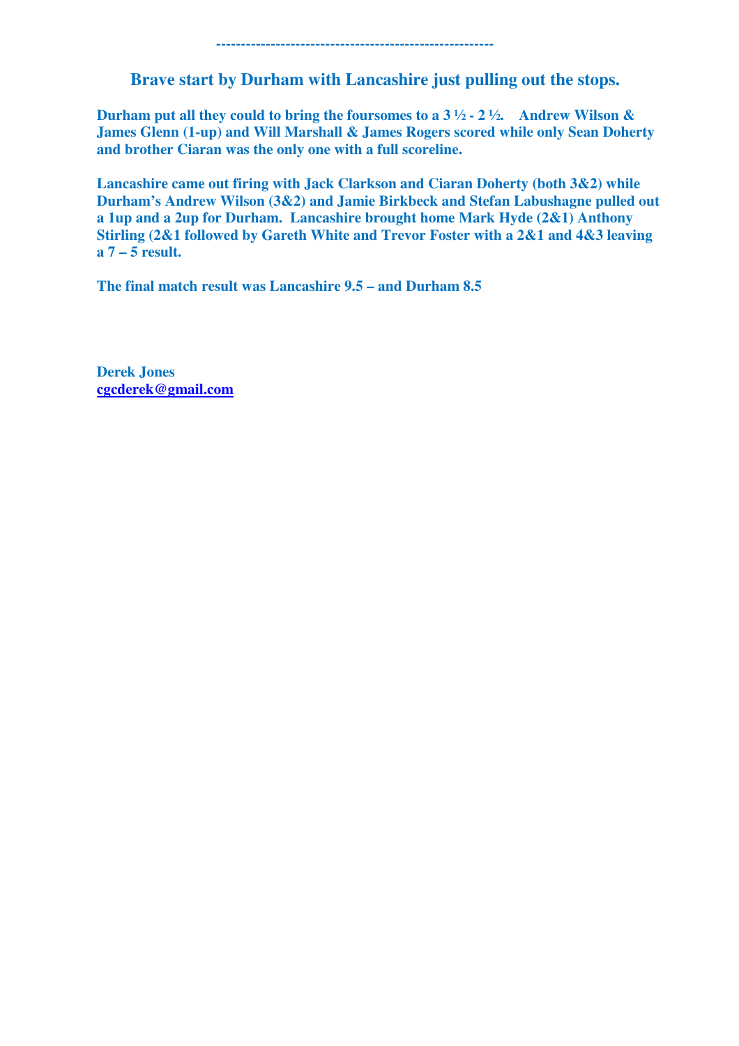-------------------------------------------------------

## Brave start by Durham with Lancashire just pulling out the stops.

**Durham put all they could to bring the foursomes to a 3 ½ - 2 ½.  Andrew Wilson & James Glenn (1-up) and Will Marshall & James Rogers scored while only Sean Doherty and brother Ciaran was the only one with a full scoreline.**

**Lancashire came out firing with Jack Clarkson and Ciaran Doherty (both 3&2) while Durham's Andrew Wilson (3&2) and Jamie Birkbeck and Stefan Labushagne pulled out a 1up and a 2up for Durham.  Lancashire brought home Mark Hyde (2&1) Anthony Stirling (2&1 followed by Gareth White and Trevor Foster with a 2&1 and 4&3 leaving a 7 – 5 result.**

**The final match result was Lancashire 9.5 – and Durham 8.5**

**Derek Jones**
**cgcderek@gmail.com**